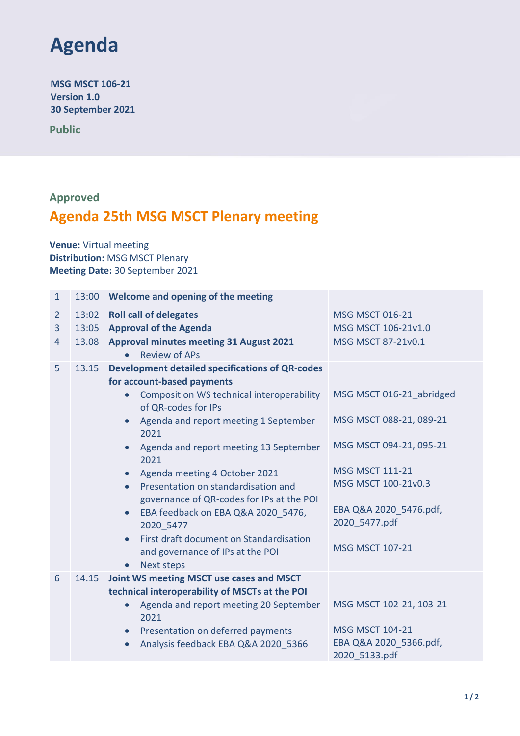# Agenda

**MSG MSCT 106-21**
**Version 1.0**
**30 September 2021**

**Public**

**Approved**

## Agenda 25th MSG MSCT Plenary meeting

**Venue:** Virtual meeting
**Distribution:** MSG MSCT Plenary
**Meeting Date:** 30 September 2021

| # | Time | Item | Documents |
|---|---|---|---|
| 1 | 13:00 | **Welcome and opening of the meeting** | |
| 2 | 13:02 | **Roll call of delegates** | MSG MSCT 016-21 |
| 3 | 13:05 | **Approval of the Agenda** | MSG MSCT 106-21v1.0 |
| 4 | 13.08 | **Approval minutes meeting 31 August 2021**<br>• Review of APs | MSG MSCT 87-21v0.1 |
| 5 | 13.15 | **Development detailed specifications of QR-codes for account-based payments**<br>• Composition WS technical interoperability of QR-codes for IPs<br>• Agenda and report meeting 1 September 2021<br>• Agenda and report meeting 13 September 2021<br>• Agenda meeting 4 October 2021<br>• Presentation on standardisation and governance of QR-codes for IPs at the POI<br>• EBA feedback on EBA Q&A 2020_5476, 2020_5477<br>• First draft document on Standardisation and governance of IPs at the POI<br>• Next steps | MSG MSCT 016-21_abridged<br>MSG MSCT 088-21, 089-21<br>MSG MSCT 094-21, 095-21<br>MSG MSCT 111-21<br>MSG MSCT 100-21v0.3<br>EBA Q&A 2020_5476.pdf, 2020_5477.pdf<br>MSG MSCT 107-21 |
| 6 | 14.15 | **Joint WS meeting MSCT use cases and MSCT technical interoperability of MSCTs at the POI**<br>• Agenda and report meeting 20 September 2021<br>• Presentation on deferred payments<br>• Analysis feedback EBA Q&A 2020_5366 | MSG MSCT 102-21, 103-21<br>MSG MSCT 104-21<br>EBA Q&A 2020_5366.pdf, 2020_5133.pdf |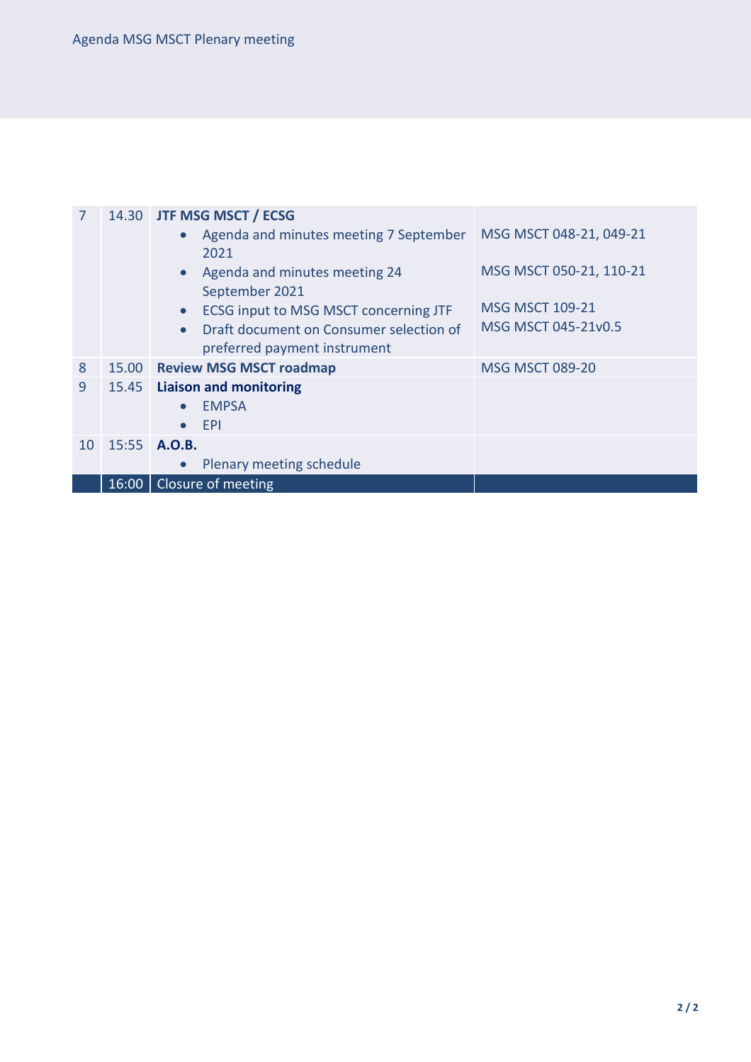| | | | |
|---|---|---|---|
| 7 | 14.30 | **JTF MSG MSCT / ECSG**<br>• Agenda and minutes meeting 7 September 2021<br>• Agenda and minutes meeting 24 September 2021<br>• ECSG input to MSG MSCT concerning JTF<br>• Draft document on Consumer selection of preferred payment instrument | <br>MSG MSCT 048-21, 049-21<br>MSG MSCT 050-21, 110-21<br>MSG MSCT 109-21<br>MSG MSCT 045-21v0.5 |
| 8 | 15.00 | **Review MSG MSCT roadmap** | MSG MSCT 089-20 |
| 9 | 15.45 | **Liaison and monitoring**<br>• EMPSA<br>• EPI | |
| 10 | 15:55 | **A.O.B.**<br>• Plenary meeting schedule | |
| | 16:00 | Closure of meeting | |